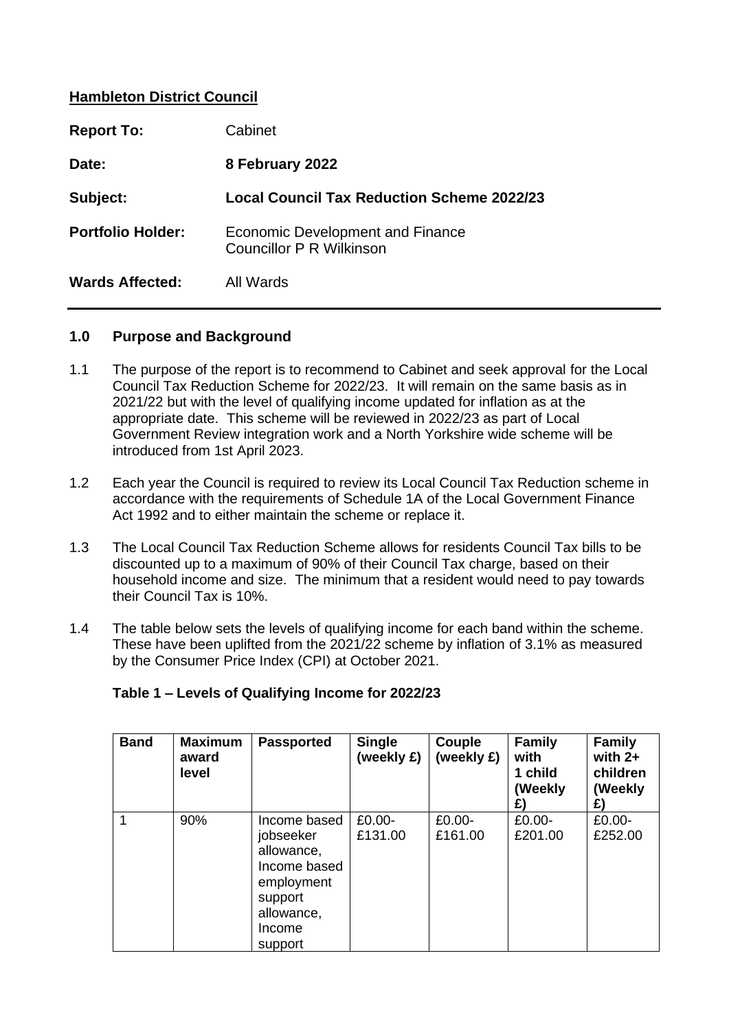**Hambleton District Council**

| | |
|---|---|
| **Report To:** | Cabinet |
| **Date:** | **8 February 2022** |
| **Subject:** | **Local Council Tax Reduction Scheme 2022/23** |
| **Portfolio Holder:** | Economic Development and Finance<br>Councillor P R Wilkinson |
| **Wards Affected:** | All Wards |

## 1.0 Purpose and Background

1.1 The purpose of the report is to recommend to Cabinet and seek approval for the Local Council Tax Reduction Scheme for 2022/23. It will remain on the same basis as in 2021/22 but with the level of qualifying income updated for inflation as at the appropriate date. This scheme will be reviewed in 2022/23 as part of Local Government Review integration work and a North Yorkshire wide scheme will be introduced from 1st April 2023.

1.2 Each year the Council is required to review its Local Council Tax Reduction scheme in accordance with the requirements of Schedule 1A of the Local Government Finance Act 1992 and to either maintain the scheme or replace it.

1.3 The Local Council Tax Reduction Scheme allows for residents Council Tax bills to be discounted up to a maximum of 90% of their Council Tax charge, based on their household income and size. The minimum that a resident would need to pay towards their Council Tax is 10%.

1.4 The table below sets the levels of qualifying income for each band within the scheme. These have been uplifted from the 2021/22 scheme by inflation of 3.1% as measured by the Consumer Price Index (CPI) at October 2021.

**Table 1 – Levels of Qualifying Income for 2022/23**

| Band | Maximum award level | Passported | Single (weekly £) | Couple (weekly £) | Family with 1 child (Weekly £) | Family with 2+ children (Weekly £) |
|---|---|---|---|---|---|---|
| 1 | 90% | Income based jobseeker allowance, Income based employment support allowance, Income support | £0.00-£131.00 | £0.00-£161.00 | £0.00-£201.00 | £0.00-£252.00 |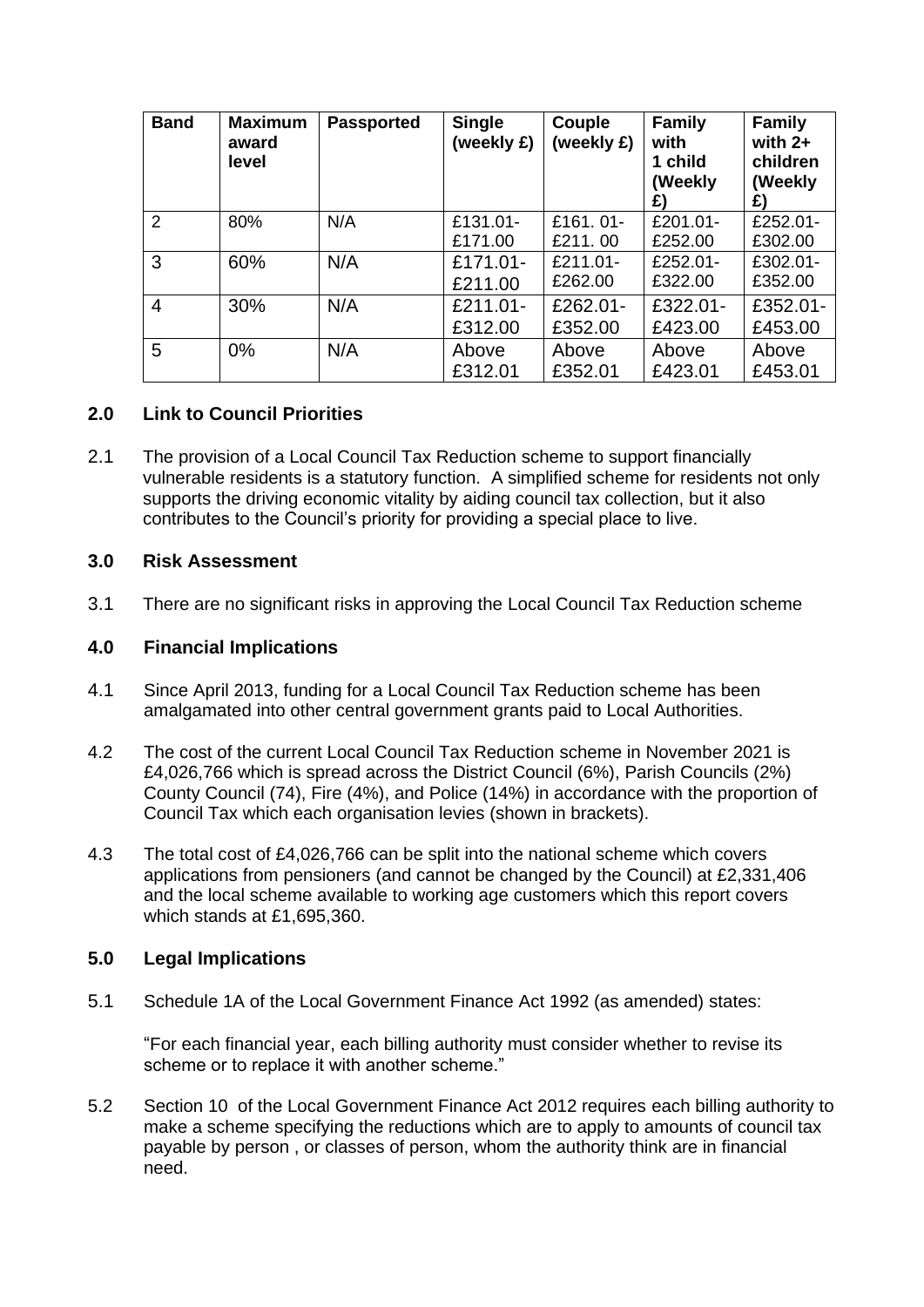| Band | Maximum award level | Passported | Single (weekly £) | Couple (weekly £) | Family with 1 child (Weekly £) | Family with 2+ children (Weekly £) |
|---|---|---|---|---|---|---|
| 2 | 80% | N/A | £131.01-£171.00 | £161. 01-£211. 00 | £201.01-£252.00 | £252.01-£302.00 |
| 3 | 60% | N/A | £171.01-£211.00 | £211.01-£262.00 | £252.01-£322.00 | £302.01-£352.00 |
| 4 | 30% | N/A | £211.01-£312.00 | £262.01-£352.00 | £322.01-£423.00 | £352.01-£453.00 |
| 5 | 0% | N/A | Above £312.01 | Above £352.01 | Above £423.01 | Above £453.01 |

## 2.0 Link to Council Priorities

2.1 The provision of a Local Council Tax Reduction scheme to support financially vulnerable residents is a statutory function. A simplified scheme for residents not only supports the driving economic vitality by aiding council tax collection, but it also contributes to the Council's priority for providing a special place to live.

## 3.0 Risk Assessment

3.1 There are no significant risks in approving the Local Council Tax Reduction scheme

## 4.0 Financial Implications

4.1 Since April 2013, funding for a Local Council Tax Reduction scheme has been amalgamated into other central government grants paid to Local Authorities.

4.2 The cost of the current Local Council Tax Reduction scheme in November 2021 is £4,026,766 which is spread across the District Council (6%), Parish Councils (2%) County Council (74), Fire (4%), and Police (14%) in accordance with the proportion of Council Tax which each organisation levies (shown in brackets).

4.3 The total cost of £4,026,766 can be split into the national scheme which covers applications from pensioners (and cannot be changed by the Council) at £2,331,406 and the local scheme available to working age customers which this report covers which stands at £1,695,360.

## 5.0 Legal Implications

5.1 Schedule 1A of the Local Government Finance Act 1992 (as amended) states:

"For each financial year, each billing authority must consider whether to revise its scheme or to replace it with another scheme."

5.2 Section 10 of the Local Government Finance Act 2012 requires each billing authority to make a scheme specifying the reductions which are to apply to amounts of council tax payable by person , or classes of person, whom the authority think are in financial need.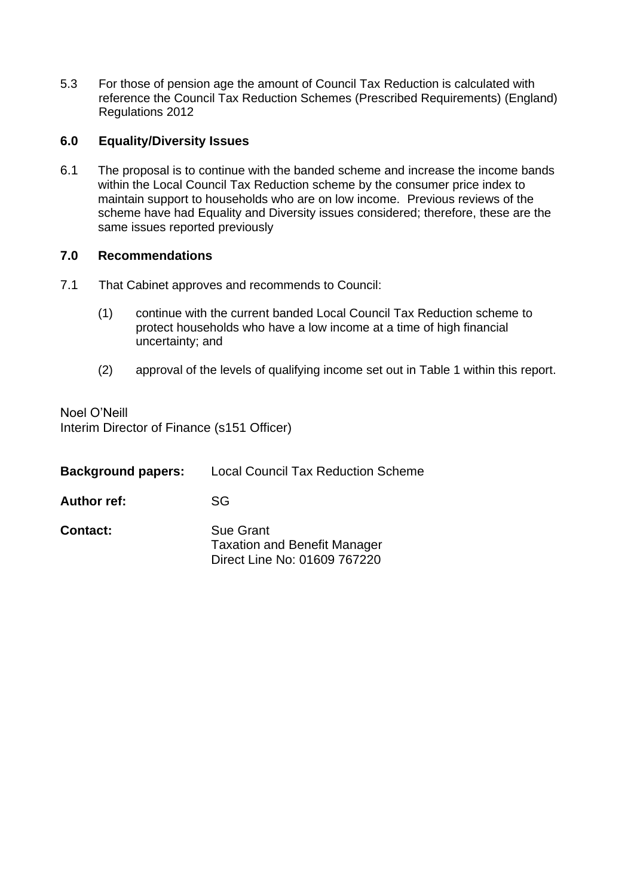5.3 For those of pension age the amount of Council Tax Reduction is calculated with reference the Council Tax Reduction Schemes (Prescribed Requirements) (England) Regulations 2012

## 6.0 Equality/Diversity Issues

6.1 The proposal is to continue with the banded scheme and increase the income bands within the Local Council Tax Reduction scheme by the consumer price index to maintain support to households who are on low income. Previous reviews of the scheme have had Equality and Diversity issues considered; therefore, these are the same issues reported previously

## 7.0 Recommendations

7.1 That Cabinet approves and recommends to Council:

(1) continue with the current banded Local Council Tax Reduction scheme to protect households who have a low income at a time of high financial uncertainty; and

(2) approval of the levels of qualifying income set out in Table 1 within this report.

Noel O'Neill
Interim Director of Finance (s151 Officer)

**Background papers:** Local Council Tax Reduction Scheme

**Author ref:** SG

**Contact:** Sue Grant
Taxation and Benefit Manager
Direct Line No: 01609 767220